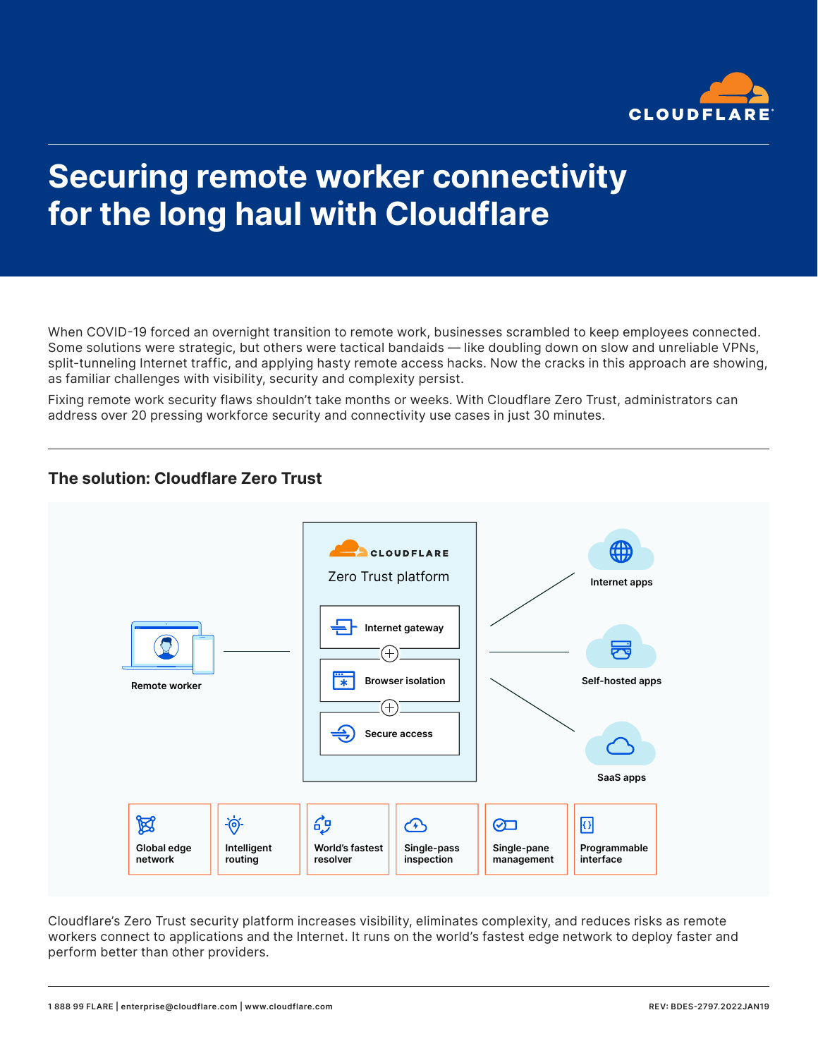# Securing remote worker connectivity for the long haul with Cloudflare

When COVID-19 forced an overnight transition to remote work, businesses scrambled to keep employees connected. Some solutions were strategic, but others were tactical bandaids — like doubling down on slow and unreliable VPNs, split-tunneling Internet traffic, and applying hasty remote access hacks. Now the cracks in this approach are showing, as familiar challenges with visibility, security and complexity persist.

Fixing remote work security flaws shouldn't take months or weeks. With Cloudflare Zero Trust, administrators can address over 20 pressing workforce security and connectivity use cases in just 30 minutes.

## The solution: Cloudflare Zero Trust

Remote worker

CLOUDFLARE Zero Trust platform

- Internet gateway
- Browser isolation
- Secure access

Internet apps

Self-hosted apps

SaaS apps

Global edge network | Intelligent routing | World's fastest resolver | Single-pass inspection | Single-pane management | Programmable interface

Cloudflare's Zero Trust security platform increases visibility, eliminates complexity, and reduces risks as remote workers connect to applications and the Internet. It runs on the world's fastest edge network to deploy faster and perform better than other providers.

1 888 99 FLARE | enterprise@cloudflare.com | www.cloudflare.com

REV: BDES-2797.2022JAN19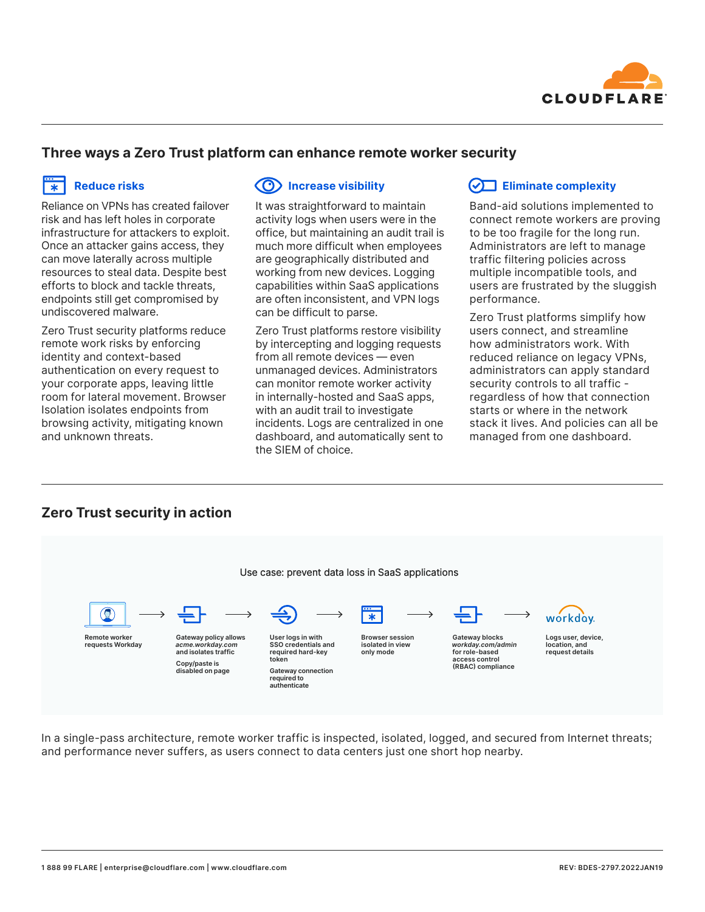## Three ways a Zero Trust platform can enhance remote worker security

### Reduce risks

Reliance on VPNs has created failover risk and has left holes in corporate infrastructure for attackers to exploit. Once an attacker gains access, they can move laterally across multiple resources to steal data. Despite best efforts to block and tackle threats, endpoints still get compromised by undiscovered malware.

Zero Trust security platforms reduce remote work risks by enforcing identity and context-based authentication on every request to your corporate apps, leaving little room for lateral movement. Browser Isolation isolates endpoints from browsing activity, mitigating known and unknown threats.

### Increase visibility

It was straightforward to maintain activity logs when users were in the office, but maintaining an audit trail is much more difficult when employees are geographically distributed and working from new devices. Logging capabilities within SaaS applications are often inconsistent, and VPN logs can be difficult to parse.

Zero Trust platforms restore visibility by intercepting and logging requests from all remote devices — even unmanaged devices. Administrators can monitor remote worker activity in internally-hosted and SaaS apps, with an audit trail to investigate incidents. Logs are centralized in one dashboard, and automatically sent to the SIEM of choice.

### Eliminate complexity

Band-aid solutions implemented to connect remote workers are proving to be too fragile for the long run. Administrators are left to manage traffic filtering policies across multiple incompatible tools, and users are frustrated by the sluggish performance.

Zero Trust platforms simplify how users connect, and streamline how administrators work. With reduced reliance on legacy VPNs, administrators can apply standard security controls to all traffic - regardless of how that connection starts or where in the network stack it lives. And policies can all be managed from one dashboard.

## Zero Trust security in action

Use case: prevent data loss in SaaS applications

1. Remote worker requests Workday →
2. Gateway policy allows *acme.workday.com* and isolates traffic. Copy/paste is disabled on page →
3. User logs in with SSO credentials and required hard-key token. Gateway connection required to authenticate →
4. Browser session isolated in view only mode →
5. Gateway blocks *workday.com/admin* for role-based access control (RBAC) compliance →
6. workday. Logs user, device, location, and request details

In a single-pass architecture, remote worker traffic is inspected, isolated, logged, and secured from Internet threats; and performance never suffers, as users connect to data centers just one short hop nearby.

1 888 99 FLARE | enterprise@cloudflare.com | www.cloudflare.com

REV: BDES-2797.2022JAN19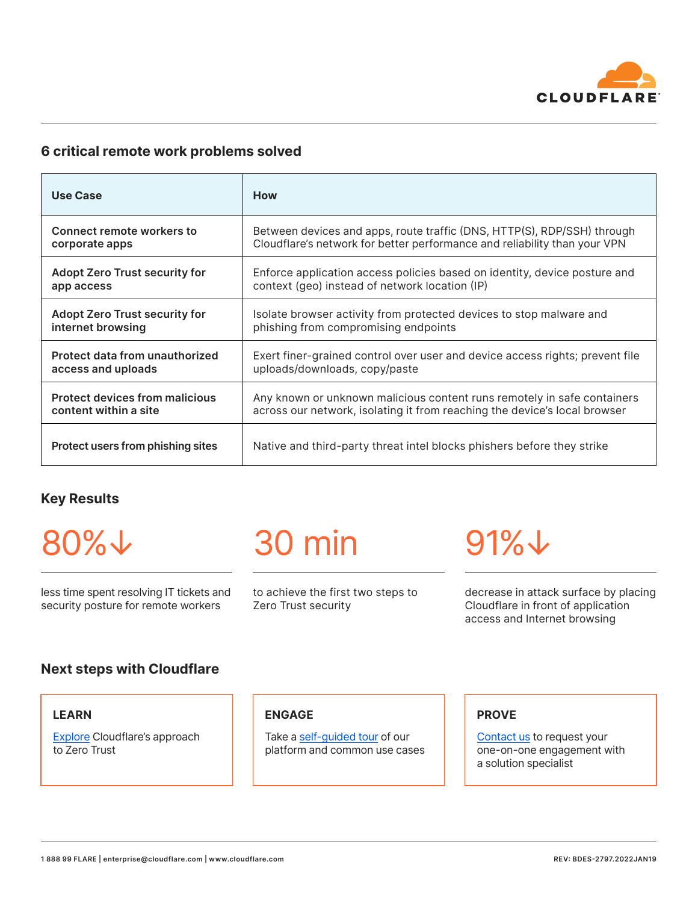## 6 critical remote work problems solved

| Use Case | How |
| --- | --- |
| **Connect remote workers to corporate apps** | Between devices and apps, route traffic (DNS, HTTP(S), RDP/SSH) through Cloudflare's network for better performance and reliability than your VPN |
| **Adopt Zero Trust security for app access** | Enforce application access policies based on identity, device posture and context (geo) instead of network location (IP) |
| **Adopt Zero Trust security for internet browsing** | Isolate browser activity from protected devices to stop malware and phishing from compromising endpoints |
| **Protect data from unauthorized access and uploads** | Exert finer-grained control over user and device access rights; prevent file uploads/downloads, copy/paste |
| **Protect devices from malicious content within a site** | Any known or unknown malicious content runs remotely in safe containers across our network, isolating it from reaching the device's local browser |
| **Protect users from phishing sites** | Native and third-party threat intel blocks phishers before they strike |

## Key Results

**80%↓**

less time spent resolving IT tickets and security posture for remote workers

**30 min**

to achieve the first two steps to Zero Trust security

**91%↓**

decrease in attack surface by placing Cloudflare in front of application access and Internet browsing

## Next steps with Cloudflare

**LEARN**

Explore Cloudflare's approach to Zero Trust

**ENGAGE**

Take a self-guided tour of our platform and common use cases

**PROVE**

Contact us to request your one-on-one engagement with a solution specialist

1 888 99 FLARE | enterprise@cloudflare.com | www.cloudflare.com

REV: BDES-2797.2022JAN19